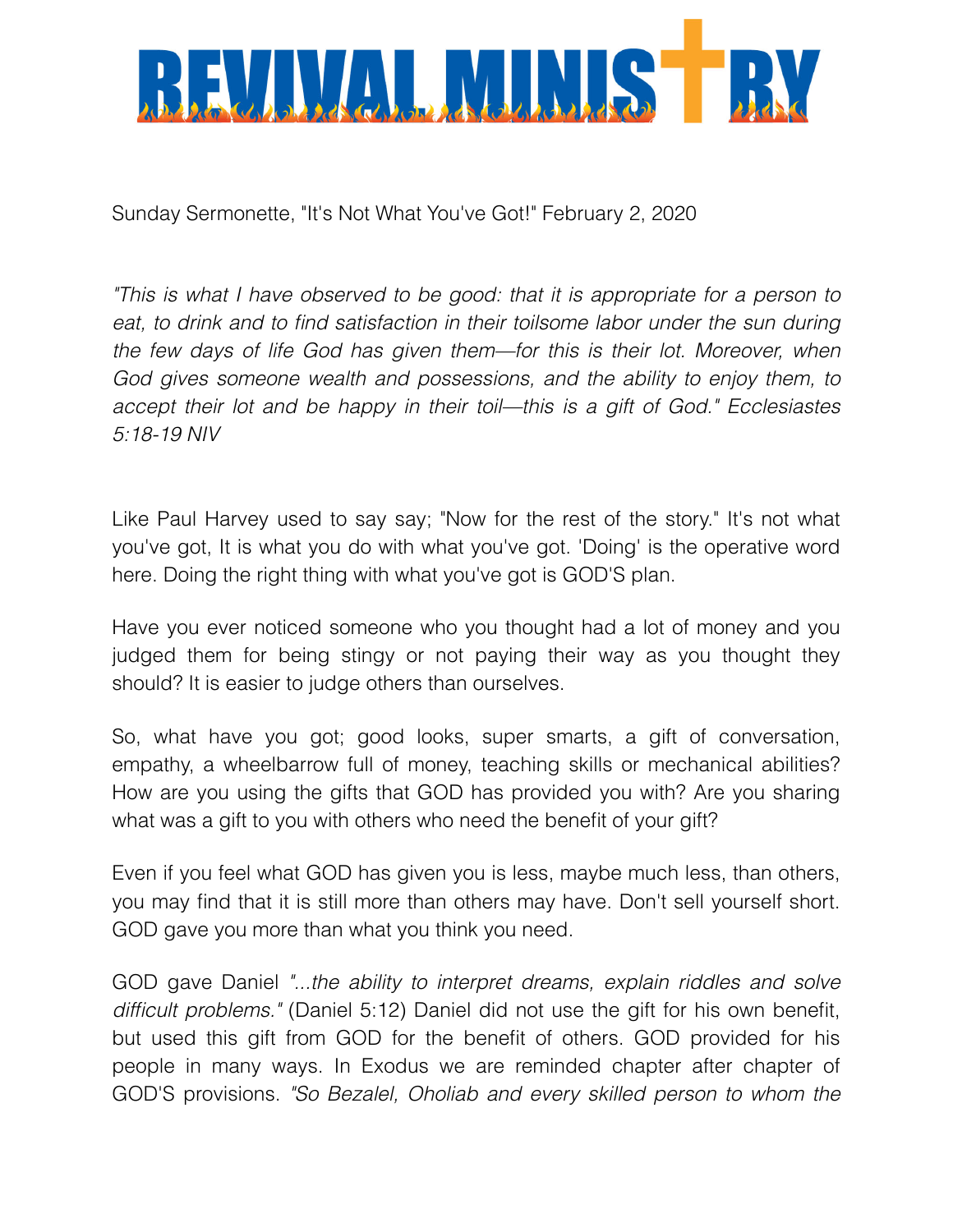# REVIVAL MINISTRY

Sunday Sermonette, "It's Not What You've Got!" February 2, 2020

*"This is what I have observed to be good: that it is appropriate for a person to eat, to drink and to find satisfaction in their toilsome labor under the sun during the few days of life God has given them—for this is their lot. Moreover, when God gives someone wealth and possessions, and the ability to enjoy them, to accept their lot and be happy in their toil—this is a gift of God." Ecclesiastes 5:18-19 NIV*

Like Paul Harvey used to say say; "Now for the rest of the story." It's not what you've got, It is what you do with what you've got. 'Doing' is the operative word here. Doing the right thing with what you've got is GOD'S plan.

Have you ever noticed someone who you thought had a lot of money and you judged them for being stingy or not paying their way as you thought they should? It is easier to judge others than ourselves.

So, what have you got; good looks, super smarts, a gift of conversation, empathy, a wheelbarrow full of money, teaching skills or mechanical abilities? How are you using the gifts that GOD has provided you with? Are you sharing what was a gift to you with others who need the benefit of your gift?

Even if you feel what GOD has given you is less, maybe much less, than others, you may find that it is still more than others may have. Don't sell yourself short. GOD gave you more than what you think you need.

GOD gave Daniel *"...the ability to interpret dreams, explain riddles and solve difficult problems."* (Daniel 5:12) Daniel did not use the gift for his own benefit, but used this gift from GOD for the benefit of others. GOD provided for his people in many ways. In Exodus we are reminded chapter after chapter of GOD'S provisions. *"So Bezalel, Oholiab and every skilled person to whom the*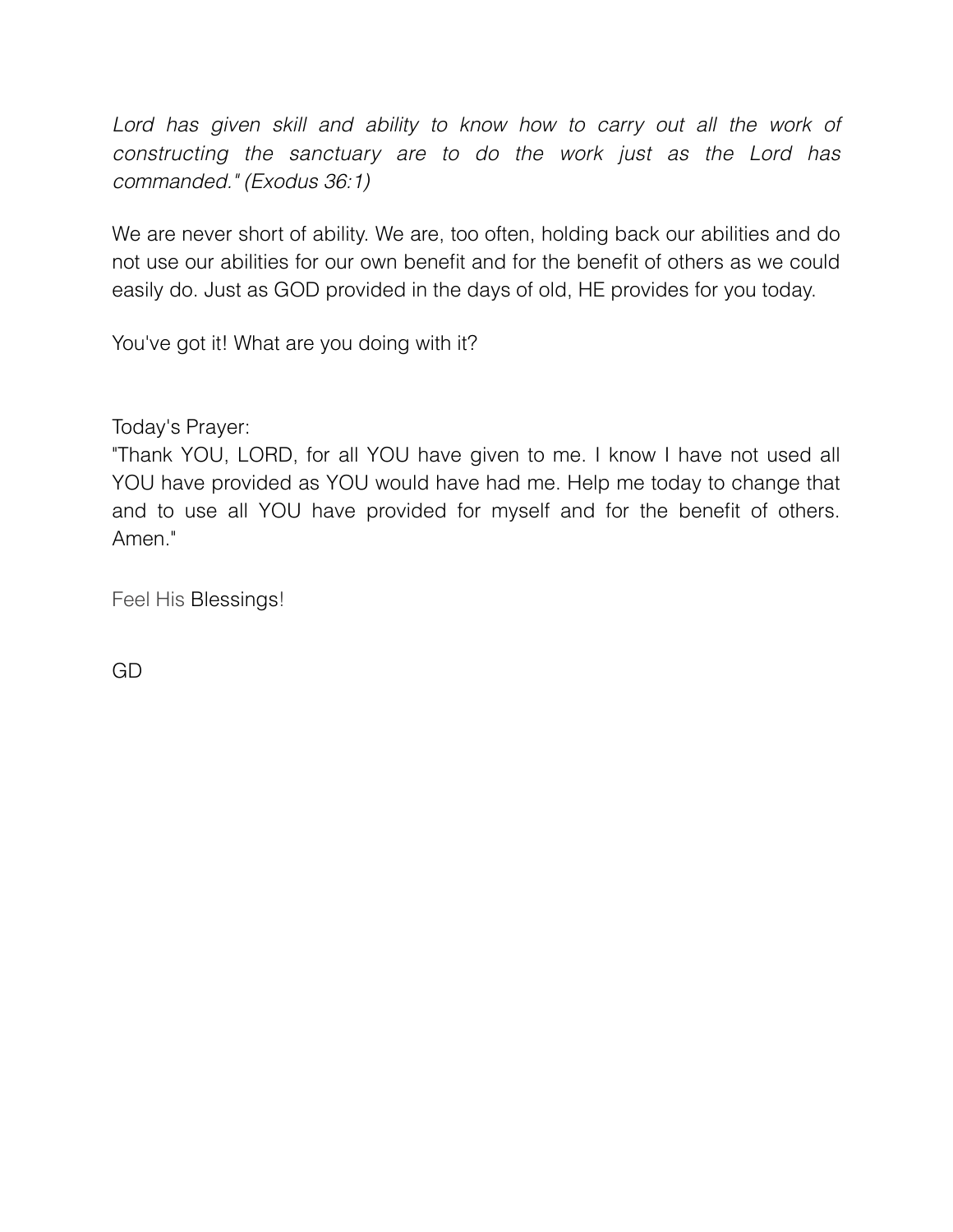*Lord has given skill and ability to know how to carry out all the work of constructing the sanctuary are to do the work just as the Lord has commanded." (Exodus 36:1)*

We are never short of ability. We are, too often, holding back our abilities and do not use our abilities for our own benefit and for the benefit of others as we could easily do. Just as GOD provided in the days of old, HE provides for you today.

You've got it! What are you doing with it?

Today's Prayer:
"Thank YOU, LORD, for all YOU have given to me. I know I have not used all YOU have provided as YOU would have had me. Help me today to change that and to use all YOU have provided for myself and for the benefit of others. Amen."

Feel His Blessings!

GD